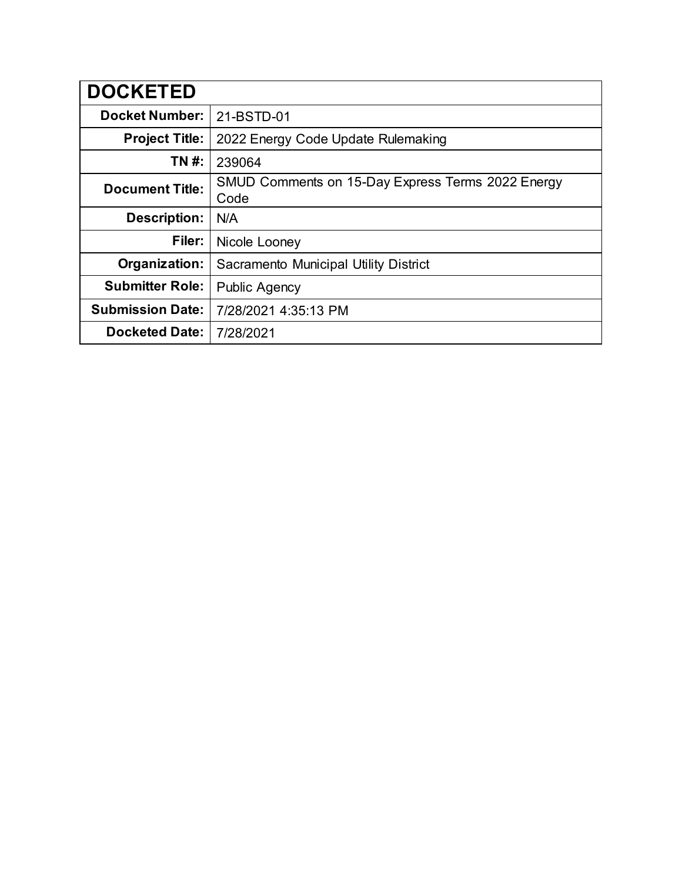| DOCKETED | |
|---|---|
| **Docket Number:** | 21-BSTD-01 |
| **Project Title:** | 2022 Energy Code Update Rulemaking |
| **TN #:** | 239064 |
| **Document Title:** | SMUD Comments on 15-Day Express Terms 2022 Energy Code |
| **Description:** | N/A |
| **Filer:** | Nicole Looney |
| **Organization:** | Sacramento Municipal Utility District |
| **Submitter Role:** | Public Agency |
| **Submission Date:** | 7/28/2021 4:35:13 PM |
| **Docketed Date:** | 7/28/2021 |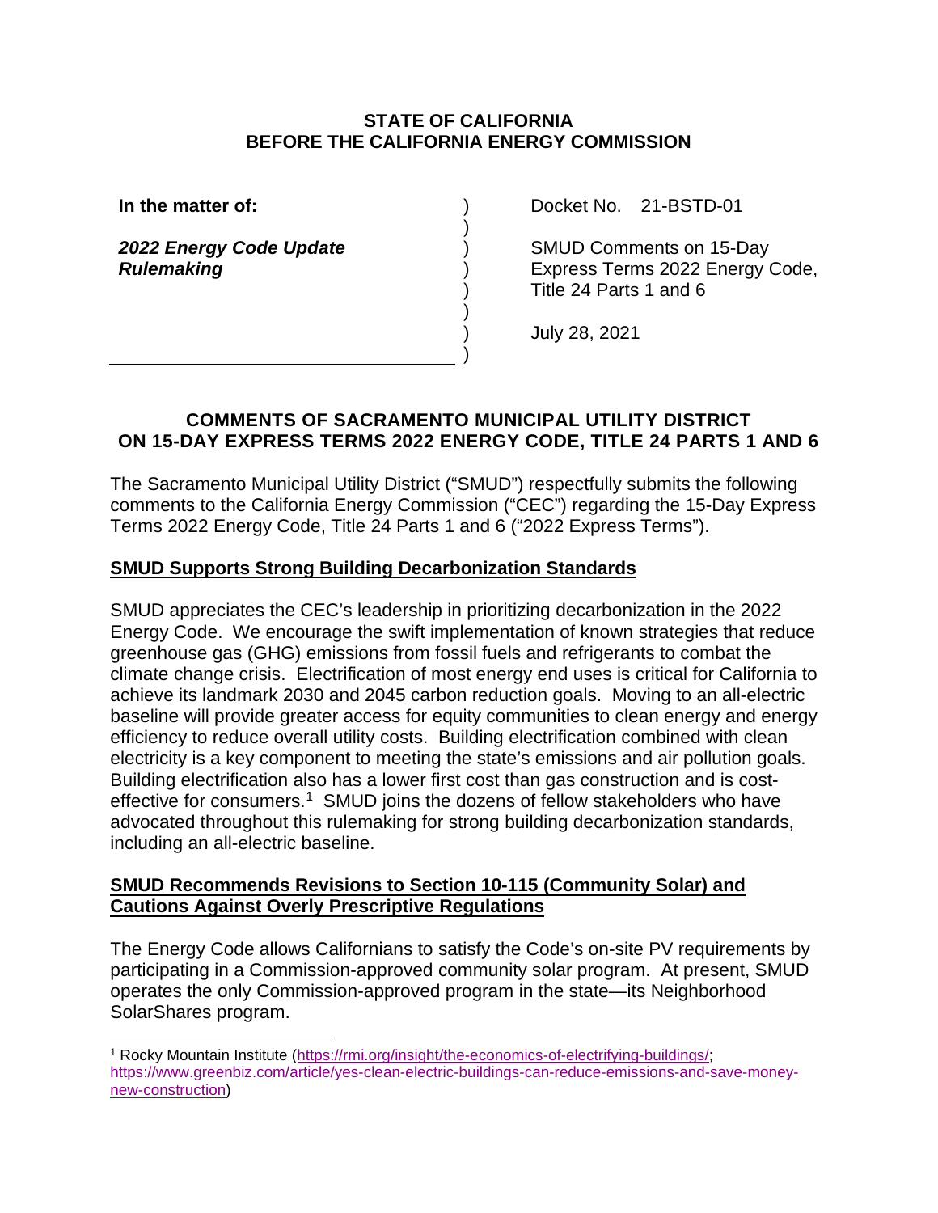**STATE OF CALIFORNIA**
**BEFORE THE CALIFORNIA ENERGY COMMISSION**

| | | |
|---|---|---|
| **In the matter of:** | ) | Docket No. 21-BSTD-01 |
| | ) | |
| ***2022 Energy Code Update Rulemaking*** | ) | SMUD Comments on 15-Day Express Terms 2022 Energy Code, Title 24 Parts 1 and 6 |
| | ) | |
| | ) | July 28, 2021 |
| | ) | |

## COMMENTS OF SACRAMENTO MUNICIPAL UTILITY DISTRICT ON 15-DAY EXPRESS TERMS 2022 ENERGY CODE, TITLE 24 PARTS 1 AND 6

The Sacramento Municipal Utility District ("SMUD") respectfully submits the following comments to the California Energy Commission ("CEC") regarding the 15-Day Express Terms 2022 Energy Code, Title 24 Parts 1 and 6 ("2022 Express Terms").

### SMUD Supports Strong Building Decarbonization Standards

SMUD appreciates the CEC's leadership in prioritizing decarbonization in the 2022 Energy Code. We encourage the swift implementation of known strategies that reduce greenhouse gas (GHG) emissions from fossil fuels and refrigerants to combat the climate change crisis. Electrification of most energy end uses is critical for California to achieve its landmark 2030 and 2045 carbon reduction goals. Moving to an all-electric baseline will provide greater access for equity communities to clean energy and energy efficiency to reduce overall utility costs. Building electrification combined with clean electricity is a key component to meeting the state's emissions and air pollution goals. Building electrification also has a lower first cost than gas construction and is cost-effective for consumers.[1] SMUD joins the dozens of fellow stakeholders who have advocated throughout this rulemaking for strong building decarbonization standards, including an all-electric baseline.

### SMUD Recommends Revisions to Section 10-115 (Community Solar) and Cautions Against Overly Prescriptive Regulations

The Energy Code allows Californians to satisfy the Code's on-site PV requirements by participating in a Commission-approved community solar program. At present, SMUD operates the only Commission-approved program in the state—its Neighborhood SolarShares program.

---

[1] Rocky Mountain Institute (https://rmi.org/insight/the-economics-of-electrifying-buildings/; https://www.greenbiz.com/article/yes-clean-electric-buildings-can-reduce-emissions-and-save-money-new-construction)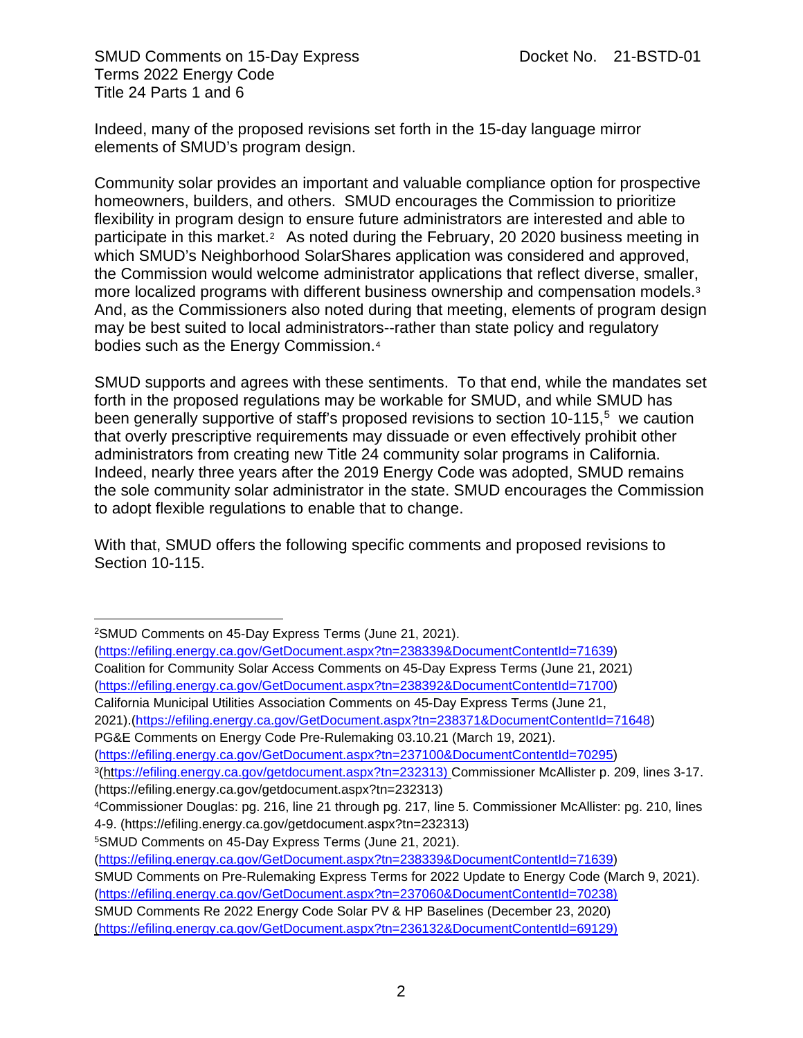Indeed, many of the proposed revisions set forth in the 15-day language mirror elements of SMUD's program design.

Community solar provides an important and valuable compliance option for prospective homeowners, builders, and others. SMUD encourages the Commission to prioritize flexibility in program design to ensure future administrators are interested and able to participate in this market.[2] As noted during the February, 20 2020 business meeting in which SMUD's Neighborhood SolarShares application was considered and approved, the Commission would welcome administrator applications that reflect diverse, smaller, more localized programs with different business ownership and compensation models.[3] And, as the Commissioners also noted during that meeting, elements of program design may be best suited to local administrators--rather than state policy and regulatory bodies such as the Energy Commission.[4]

SMUD supports and agrees with these sentiments. To that end, while the mandates set forth in the proposed regulations may be workable for SMUD, and while SMUD has been generally supportive of staff's proposed revisions to section 10-115,[5] we caution that overly prescriptive requirements may dissuade or even effectively prohibit other administrators from creating new Title 24 community solar programs in California. Indeed, nearly three years after the 2019 Energy Code was adopted, SMUD remains the sole community solar administrator in the state. SMUD encourages the Commission to adopt flexible regulations to enable that to change.

With that, SMUD offers the following specific comments and proposed revisions to Section 10-115.

---

[2]SMUD Comments on 45-Day Express Terms (June 21, 2021).
(https://efiling.energy.ca.gov/GetDocument.aspx?tn=238339&DocumentContentId=71639)
Coalition for Community Solar Access Comments on 45-Day Express Terms (June 21, 2021)
(https://efiling.energy.ca.gov/GetDocument.aspx?tn=238392&DocumentContentId=71700)
California Municipal Utilities Association Comments on 45-Day Express Terms (June 21, 2021).(https://efiling.energy.ca.gov/GetDocument.aspx?tn=238371&DocumentContentId=71648)
PG&E Comments on Energy Code Pre-Rulemaking 03.10.21 (March 19, 2021).
(https://efiling.energy.ca.gov/GetDocument.aspx?tn=237100&DocumentContentId=70295)

[3](https://efiling.energy.ca.gov/getdocument.aspx?tn=232313) Commissioner McAllister p. 209, lines 3-17. (https://efiling.energy.ca.gov/getdocument.aspx?tn=232313)

[4]Commissioner Douglas: pg. 216, line 21 through pg. 217, line 5. Commissioner McAllister: pg. 210, lines 4-9. (https://efiling.energy.ca.gov/getdocument.aspx?tn=232313)

[5]SMUD Comments on 45-Day Express Terms (June 21, 2021).
(https://efiling.energy.ca.gov/GetDocument.aspx?tn=238339&DocumentContentId=71639)
SMUD Comments on Pre-Rulemaking Express Terms for 2022 Update to Energy Code (March 9, 2021).
(https://efiling.energy.ca.gov/GetDocument.aspx?tn=237060&DocumentContentId=70238)
SMUD Comments Re 2022 Energy Code Solar PV & HP Baselines (December 23, 2020)
(https://efiling.energy.ca.gov/GetDocument.aspx?tn=236132&DocumentContentId=69129)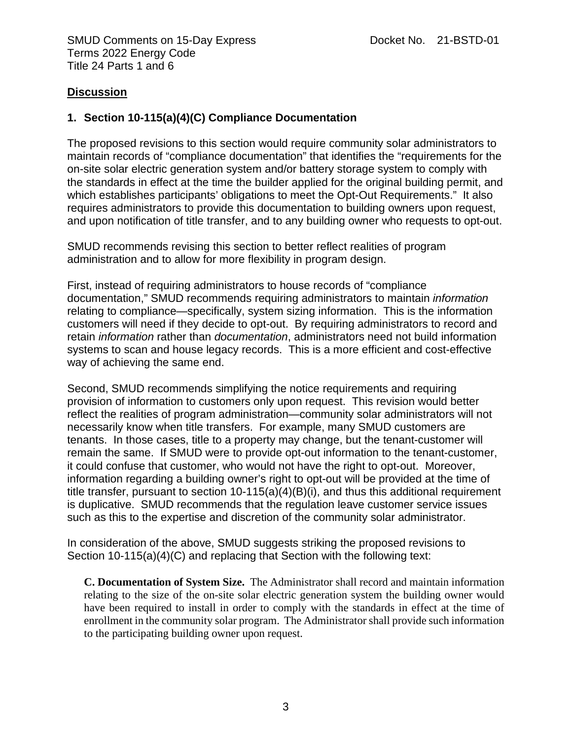**Discussion**

## 1. Section 10-115(a)(4)(C) Compliance Documentation

The proposed revisions to this section would require community solar administrators to maintain records of "compliance documentation" that identifies the "requirements for the on-site solar electric generation system and/or battery storage system to comply with the standards in effect at the time the builder applied for the original building permit, and which establishes participants' obligations to meet the Opt-Out Requirements." It also requires administrators to provide this documentation to building owners upon request, and upon notification of title transfer, and to any building owner who requests to opt-out.

SMUD recommends revising this section to better reflect realities of program administration and to allow for more flexibility in program design.

First, instead of requiring administrators to house records of "compliance documentation," SMUD recommends requiring administrators to maintain *information* relating to compliance—specifically, system sizing information. This is the information customers will need if they decide to opt-out. By requiring administrators to record and retain *information* rather than *documentation*, administrators need not build information systems to scan and house legacy records. This is a more efficient and cost-effective way of achieving the same end.

Second, SMUD recommends simplifying the notice requirements and requiring provision of information to customers only upon request. This revision would better reflect the realities of program administration—community solar administrators will not necessarily know when title transfers. For example, many SMUD customers are tenants. In those cases, title to a property may change, but the tenant-customer will remain the same. If SMUD were to provide opt-out information to the tenant-customer, it could confuse that customer, who would not have the right to opt-out. Moreover, information regarding a building owner's right to opt-out will be provided at the time of title transfer, pursuant to section 10-115(a)(4)(B)(i), and thus this additional requirement is duplicative. SMUD recommends that the regulation leave customer service issues such as this to the expertise and discretion of the community solar administrator.

In consideration of the above, SMUD suggests striking the proposed revisions to Section 10-115(a)(4)(C) and replacing that Section with the following text:

> **C. Documentation of System Size.** The Administrator shall record and maintain information relating to the size of the on-site solar electric generation system the building owner would have been required to install in order to comply with the standards in effect at the time of enrollment in the community solar program. The Administrator shall provide such information to the participating building owner upon request.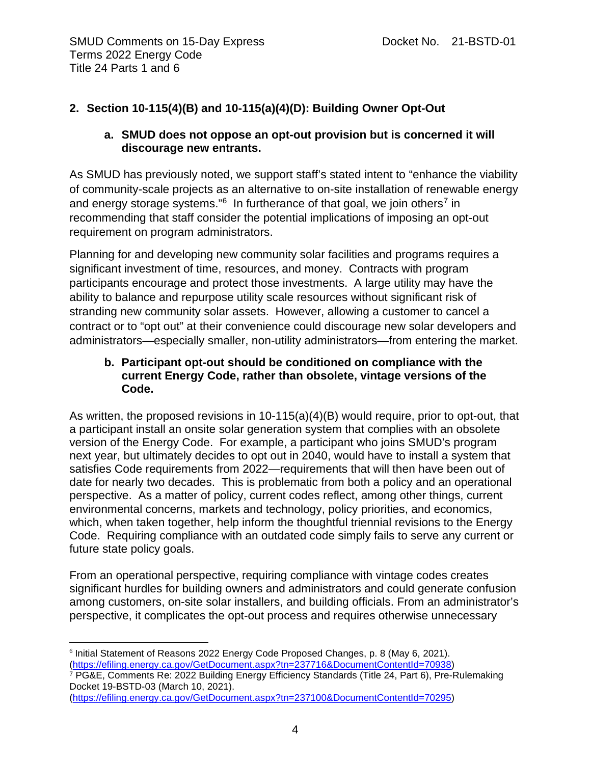## 2. Section 10-115(4)(B) and 10-115(a)(4)(D): Building Owner Opt-Out

### a. SMUD does not oppose an opt-out provision but is concerned it will discourage new entrants.

As SMUD has previously noted, we support staff's stated intent to "enhance the viability of community-scale projects as an alternative to on-site installation of renewable energy and energy storage systems."[6] In furtherance of that goal, we join others[7] in recommending that staff consider the potential implications of imposing an opt-out requirement on program administrators.

Planning for and developing new community solar facilities and programs requires a significant investment of time, resources, and money. Contracts with program participants encourage and protect those investments. A large utility may have the ability to balance and repurpose utility scale resources without significant risk of stranding new community solar assets. However, allowing a customer to cancel a contract or to "opt out" at their convenience could discourage new solar developers and administrators—especially smaller, non-utility administrators—from entering the market.

### b. Participant opt-out should be conditioned on compliance with the current Energy Code, rather than obsolete, vintage versions of the Code.

As written, the proposed revisions in 10-115(a)(4)(B) would require, prior to opt-out, that a participant install an onsite solar generation system that complies with an obsolete version of the Energy Code. For example, a participant who joins SMUD's program next year, but ultimately decides to opt out in 2040, would have to install a system that satisfies Code requirements from 2022—requirements that will then have been out of date for nearly two decades. This is problematic from both a policy and an operational perspective. As a matter of policy, current codes reflect, among other things, current environmental concerns, markets and technology, policy priorities, and economics, which, when taken together, help inform the thoughtful triennial revisions to the Energy Code. Requiring compliance with an outdated code simply fails to serve any current or future state policy goals.

From an operational perspective, requiring compliance with vintage codes creates significant hurdles for building owners and administrators and could generate confusion among customers, on-site solar installers, and building officials. From an administrator's perspective, it complicates the opt-out process and requires otherwise unnecessary

---

[6] Initial Statement of Reasons 2022 Energy Code Proposed Changes, p. 8 (May 6, 2021). (https://efiling.energy.ca.gov/GetDocument.aspx?tn=237716&DocumentContentId=70938)

[7] PG&E, Comments Re: 2022 Building Energy Efficiency Standards (Title 24, Part 6), Pre-Rulemaking Docket 19-BSTD-03 (March 10, 2021). (https://efiling.energy.ca.gov/GetDocument.aspx?tn=237100&DocumentContentId=70295)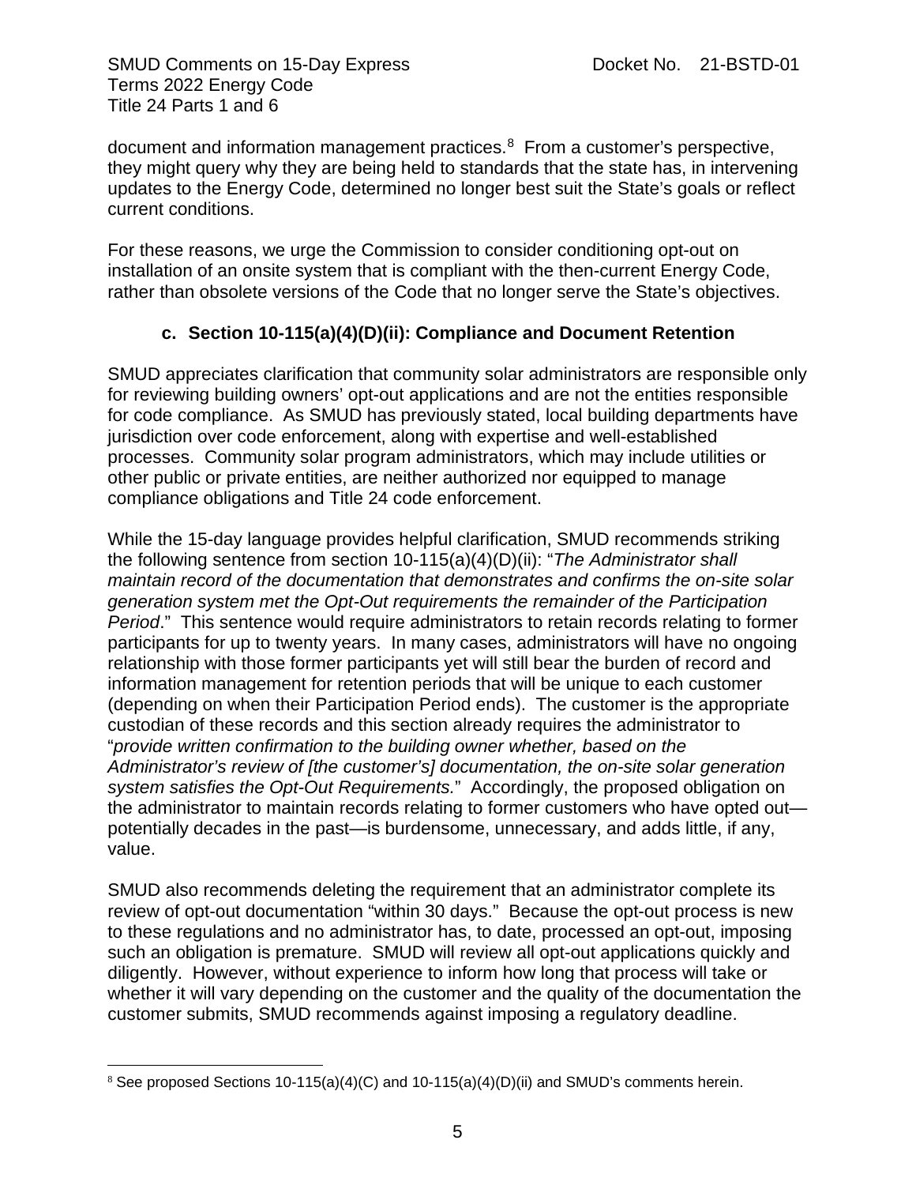document and information management practices.[8] From a customer's perspective, they might query why they are being held to standards that the state has, in intervening updates to the Energy Code, determined no longer best suit the State's goals or reflect current conditions.

For these reasons, we urge the Commission to consider conditioning opt-out on installation of an onsite system that is compliant with the then-current Energy Code, rather than obsolete versions of the Code that no longer serve the State's objectives.

### c. Section 10-115(a)(4)(D)(ii): Compliance and Document Retention

SMUD appreciates clarification that community solar administrators are responsible only for reviewing building owners' opt-out applications and are not the entities responsible for code compliance. As SMUD has previously stated, local building departments have jurisdiction over code enforcement, along with expertise and well-established processes. Community solar program administrators, which may include utilities or other public or private entities, are neither authorized nor equipped to manage compliance obligations and Title 24 code enforcement.

While the 15-day language provides helpful clarification, SMUD recommends striking the following sentence from section 10-115(a)(4)(D)(ii): "*The Administrator shall maintain record of the documentation that demonstrates and confirms the on-site solar generation system met the Opt-Out requirements the remainder of the Participation Period*." This sentence would require administrators to retain records relating to former participants for up to twenty years. In many cases, administrators will have no ongoing relationship with those former participants yet will still bear the burden of record and information management for retention periods that will be unique to each customer (depending on when their Participation Period ends). The customer is the appropriate custodian of these records and this section already requires the administrator to "*provide written confirmation to the building owner whether, based on the Administrator's review of [the customer's] documentation, the on-site solar generation system satisfies the Opt-Out Requirements.*" Accordingly, the proposed obligation on the administrator to maintain records relating to former customers who have opted out—potentially decades in the past—is burdensome, unnecessary, and adds little, if any, value.

SMUD also recommends deleting the requirement that an administrator complete its review of opt-out documentation "within 30 days." Because the opt-out process is new to these regulations and no administrator has, to date, processed an opt-out, imposing such an obligation is premature. SMUD will review all opt-out applications quickly and diligently. However, without experience to inform how long that process will take or whether it will vary depending on the customer and the quality of the documentation the customer submits, SMUD recommends against imposing a regulatory deadline.

[8] See proposed Sections 10-115(a)(4)(C) and 10-115(a)(4)(D)(ii) and SMUD's comments herein.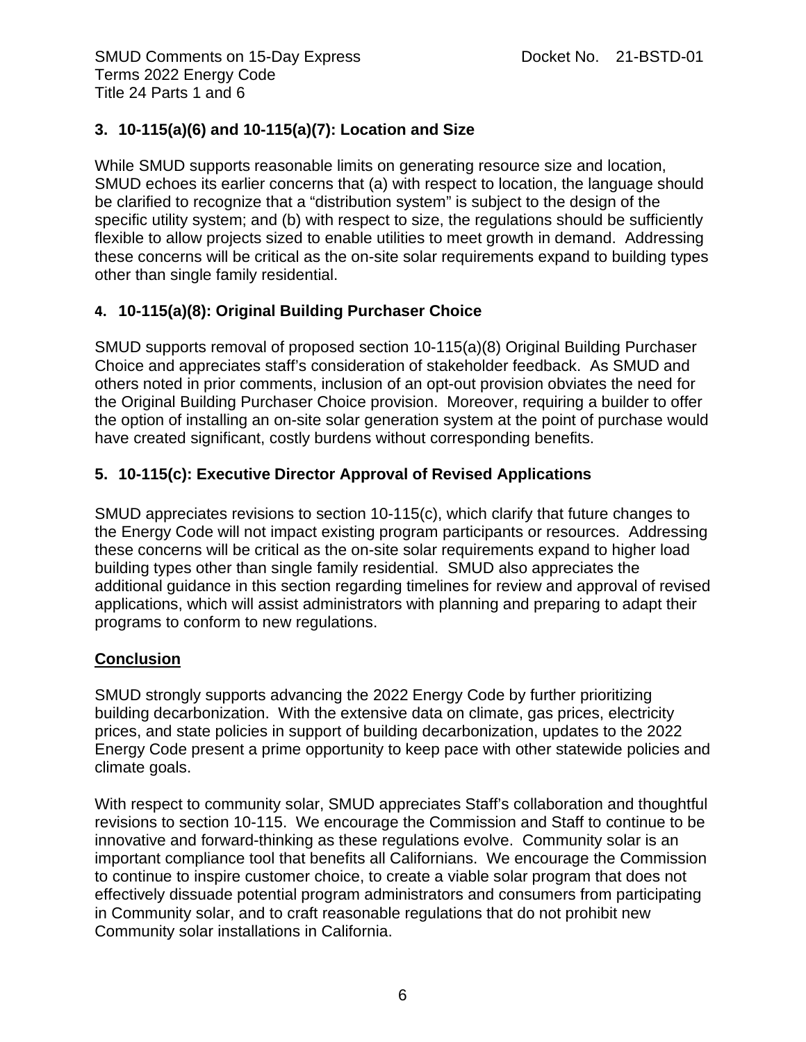### 3. 10-115(a)(6) and 10-115(a)(7): Location and Size

While SMUD supports reasonable limits on generating resource size and location, SMUD echoes its earlier concerns that (a) with respect to location, the language should be clarified to recognize that a "distribution system" is subject to the design of the specific utility system; and (b) with respect to size, the regulations should be sufficiently flexible to allow projects sized to enable utilities to meet growth in demand. Addressing these concerns will be critical as the on-site solar requirements expand to building types other than single family residential.

### 4. 10-115(a)(8): Original Building Purchaser Choice

SMUD supports removal of proposed section 10-115(a)(8) Original Building Purchaser Choice and appreciates staff's consideration of stakeholder feedback. As SMUD and others noted in prior comments, inclusion of an opt-out provision obviates the need for the Original Building Purchaser Choice provision. Moreover, requiring a builder to offer the option of installing an on-site solar generation system at the point of purchase would have created significant, costly burdens without corresponding benefits.

### 5. 10-115(c): Executive Director Approval of Revised Applications

SMUD appreciates revisions to section 10-115(c), which clarify that future changes to the Energy Code will not impact existing program participants or resources. Addressing these concerns will be critical as the on-site solar requirements expand to higher load building types other than single family residential. SMUD also appreciates the additional guidance in this section regarding timelines for review and approval of revised applications, which will assist administrators with planning and preparing to adapt their programs to conform to new regulations.

## Conclusion

SMUD strongly supports advancing the 2022 Energy Code by further prioritizing building decarbonization. With the extensive data on climate, gas prices, electricity prices, and state policies in support of building decarbonization, updates to the 2022 Energy Code present a prime opportunity to keep pace with other statewide policies and climate goals.

With respect to community solar, SMUD appreciates Staff's collaboration and thoughtful revisions to section 10-115. We encourage the Commission and Staff to continue to be innovative and forward-thinking as these regulations evolve. Community solar is an important compliance tool that benefits all Californians. We encourage the Commission to continue to inspire customer choice, to create a viable solar program that does not effectively dissuade potential program administrators and consumers from participating in Community solar, and to craft reasonable regulations that do not prohibit new Community solar installations in California.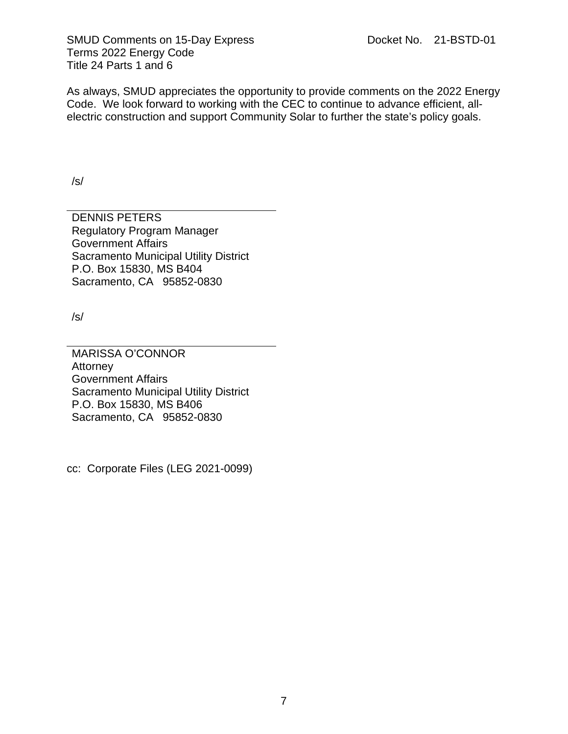As always, SMUD appreciates the opportunity to provide comments on the 2022 Energy Code. We look forward to working with the CEC to continue to advance efficient, all-electric construction and support Community Solar to further the state's policy goals.

/s/

---

DENNIS PETERS
Regulatory Program Manager
Government Affairs
Sacramento Municipal Utility District
P.O. Box 15830, MS B404
Sacramento, CA 95852-0830

/s/

---

MARISSA O'CONNOR
Attorney
Government Affairs
Sacramento Municipal Utility District
P.O. Box 15830, MS B406
Sacramento, CA 95852-0830

cc: Corporate Files (LEG 2021-0099)